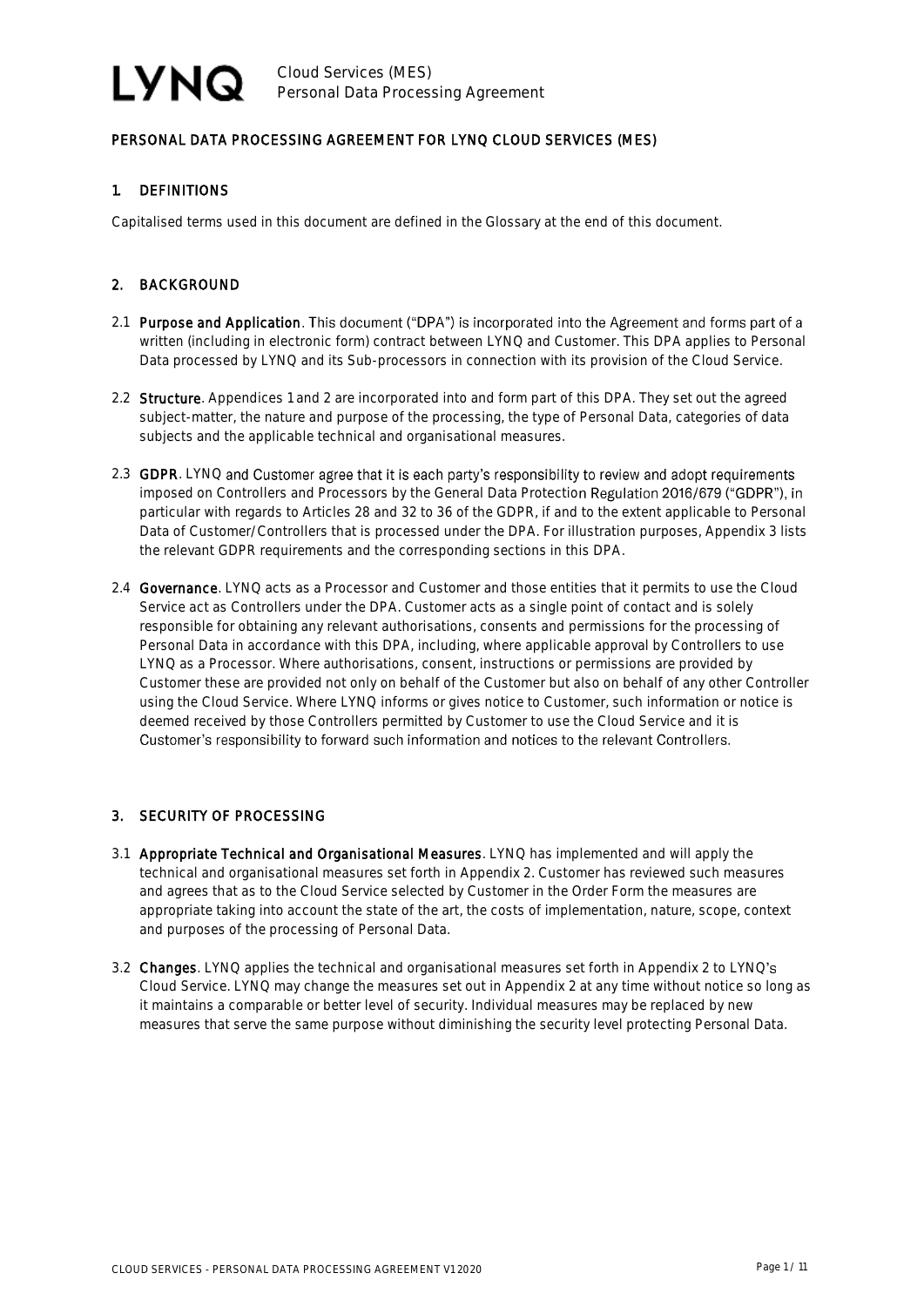# PERSONAL DATA PROCESSING AGREEMENT FOR LYNQ CLOUD SERVICES (MES)

## 1. DEFINITIONS

Capitalised terms used in this document are defined in the Glossary at the end of this document.

## 2. BACKGROUND

2.1 **Purpose and Application**. This document ("DPA") is incorporated into the Agreement and forms part of a written (including in electronic form) contract between LYNQ and Customer. This DPA applies to Personal Data processed by LYNQ and its Sub-processors in connection with its provision of the Cloud Service.

2.2 **Structure**. Appendices 1 and 2 are incorporated into and form part of this DPA. They set out the agreed subject-matter, the nature and purpose of the processing, the type of Personal Data, categories of data subjects and the applicable technical and organisational measures.

2.3 **GDPR**. LYNQ and Customer agree that it is each party's responsibility to review and adopt requirements imposed on Controllers and Processors by the General Data Protection Regulation 2016/679 ("GDPR"), in particular with regards to Articles 28 and 32 to 36 of the GDPR, if and to the extent applicable to Personal Data of Customer/Controllers that is processed under the DPA. For illustration purposes, Appendix 3 lists the relevant GDPR requirements and the corresponding sections in this DPA.

2.4 **Governance**. LYNQ acts as a Processor and Customer and those entities that it permits to use the Cloud Service act as Controllers under the DPA. Customer acts as a single point of contact and is solely responsible for obtaining any relevant authorisations, consents and permissions for the processing of Personal Data in accordance with this DPA, including, where applicable approval by Controllers to use LYNQ as a Processor. Where authorisations, consent, instructions or permissions are provided by Customer these are provided not only on behalf of the Customer but also on behalf of any other Controller using the Cloud Service. Where LYNQ informs or gives notice to Customer, such information or notice is deemed received by those Controllers permitted by Customer to use the Cloud Service and it is Customer's responsibility to forward such information and notices to the relevant Controllers.

## 3. SECURITY OF PROCESSING

3.1 **Appropriate Technical and Organisational Measures**. LYNQ has implemented and will apply the technical and organisational measures set forth in Appendix 2. Customer has reviewed such measures and agrees that as to the Cloud Service selected by Customer in the Order Form the measures are appropriate taking into account the state of the art, the costs of implementation, nature, scope, context and purposes of the processing of Personal Data.

3.2 **Changes**. LYNQ applies the technical and organisational measures set forth in Appendix 2 to LYNQ's Cloud Service. LYNQ may change the measures set out in Appendix 2 at any time without notice so long as it maintains a comparable or better level of security. Individual measures may be replaced by new measures that serve the same purpose without diminishing the security level protecting Personal Data.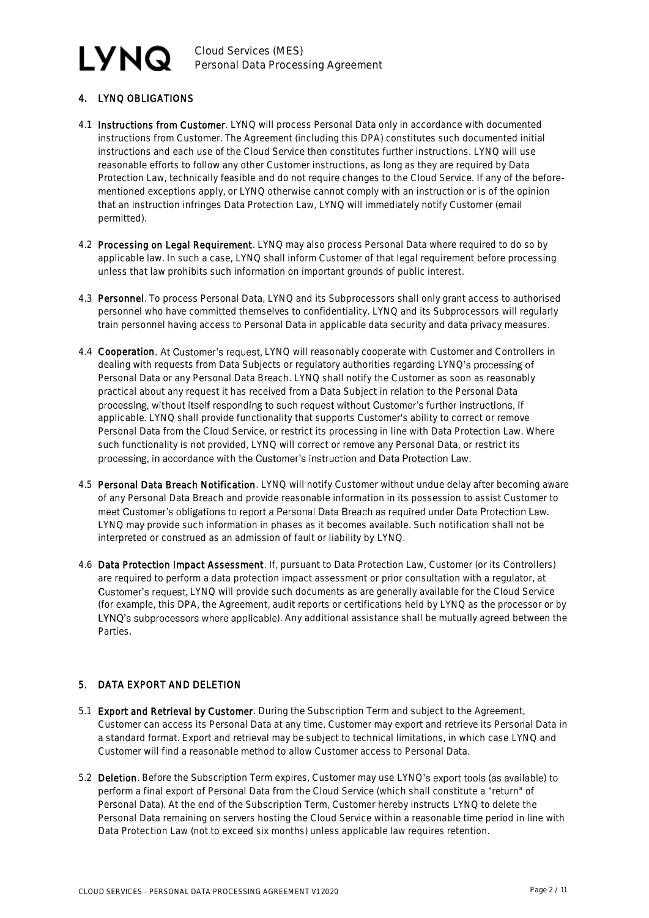## 4. LYNQ OBLIGATIONS

4.1 **Instructions from Customer**. LYNQ will process Personal Data only in accordance with documented instructions from Customer. The Agreement (including this DPA) constitutes such documented initial instructions and each use of the Cloud Service then constitutes further instructions. LYNQ will use reasonable efforts to follow any other Customer instructions, as long as they are required by Data Protection Law, technically feasible and do not require changes to the Cloud Service. If any of the before-mentioned exceptions apply, or LYNQ otherwise cannot comply with an instruction or is of the opinion that an instruction infringes Data Protection Law, LYNQ will immediately notify Customer (email permitted).

4.2 **Processing on Legal Requirement**. LYNQ may also process Personal Data where required to do so by applicable law. In such a case, LYNQ shall inform Customer of that legal requirement before processing unless that law prohibits such information on important grounds of public interest.

4.3 **Personnel**. To process Personal Data, LYNQ and its Subprocessors shall only grant access to authorised personnel who have committed themselves to confidentiality. LYNQ and its Subprocessors will regularly train personnel having access to Personal Data in applicable data security and data privacy measures.

4.4 **Cooperation**. At Customer's request, LYNQ will reasonably cooperate with Customer and Controllers in dealing with requests from Data Subjects or regulatory authorities regarding LYNQ's processing of Personal Data or any Personal Data Breach. LYNQ shall notify the Customer as soon as reasonably practical about any request it has received from a Data Subject in relation to the Personal Data processing, without itself responding to such request without Customer's further instructions, if applicable. LYNQ shall provide functionality that supports Customer's ability to correct or remove Personal Data from the Cloud Service, or restrict its processing in line with Data Protection Law. Where such functionality is not provided, LYNQ will correct or remove any Personal Data, or restrict its processing, in accordance with the Customer's instruction and Data Protection Law.

4.5 **Personal Data Breach Notification**. LYNQ will notify Customer without undue delay after becoming aware of any Personal Data Breach and provide reasonable information in its possession to assist Customer to meet Customer's obligations to report a Personal Data Breach as required under Data Protection Law. LYNQ may provide such information in phases as it becomes available. Such notification shall not be interpreted or construed as an admission of fault or liability by LYNQ.

4.6 **Data Protection Impact Assessment**. If, pursuant to Data Protection Law, Customer (or its Controllers) are required to perform a data protection impact assessment or prior consultation with a regulator, at Customer's request, LYNQ will provide such documents as are generally available for the Cloud Service (for example, this DPA, the Agreement, audit reports or certifications held by LYNQ as the processor or by LYNQ's subprocessors where applicable). Any additional assistance shall be mutually agreed between the Parties.

## 5. DATA EXPORT AND DELETION

5.1 **Export and Retrieval by Customer**. During the Subscription Term and subject to the Agreement, Customer can access its Personal Data at any time. Customer may export and retrieve its Personal Data in a standard format. Export and retrieval may be subject to technical limitations, in which case LYNQ and Customer will find a reasonable method to allow Customer access to Personal Data.

5.2 **Deletion**. Before the Subscription Term expires, Customer may use LYNQ's export tools (as available) to perform a final export of Personal Data from the Cloud Service (which shall constitute a "return" of Personal Data). At the end of the Subscription Term, Customer hereby instructs LYNQ to delete the Personal Data remaining on servers hosting the Cloud Service within a reasonable time period in line with Data Protection Law (not to exceed six months) unless applicable law requires retention.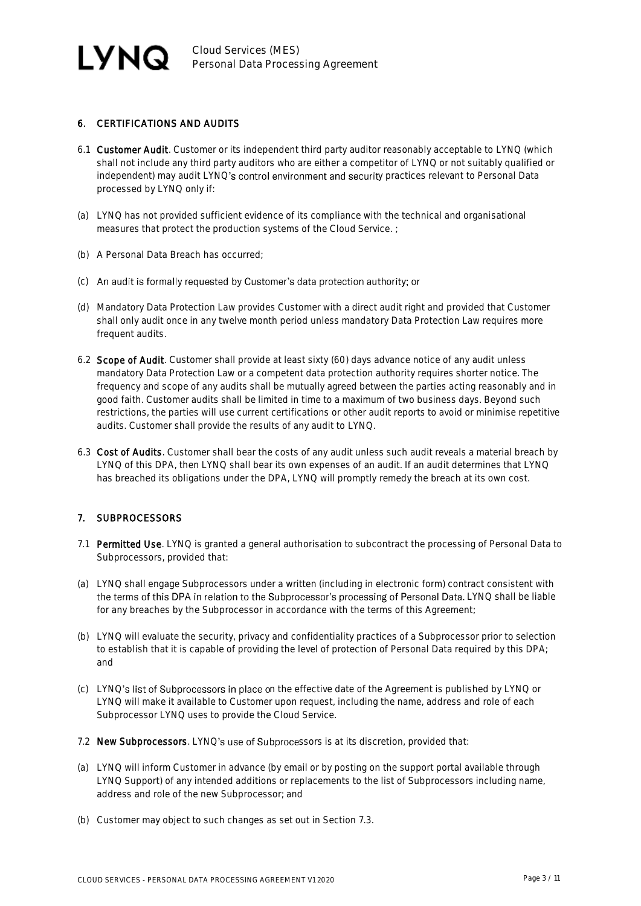## 6. CERTIFICATIONS AND AUDITS

6.1 **Customer Audit**. Customer or its independent third party auditor reasonably acceptable to LYNQ (which shall not include any third party auditors who are either a competitor of LYNQ or not suitably qualified or independent) may audit LYNQ's control environment and security practices relevant to Personal Data processed by LYNQ only if:

(a) LYNQ has not provided sufficient evidence of its compliance with the technical and organisational measures that protect the production systems of the Cloud Service. ;

(b) A Personal Data Breach has occurred;

(c) An audit is formally requested by Customer's data protection authority; or

(d) Mandatory Data Protection Law provides Customer with a direct audit right and provided that Customer shall only audit once in any twelve month period unless mandatory Data Protection Law requires more frequent audits.

6.2 **Scope of Audit**. Customer shall provide at least sixty (60) days advance notice of any audit unless mandatory Data Protection Law or a competent data protection authority requires shorter notice. The frequency and scope of any audits shall be mutually agreed between the parties acting reasonably and in good faith. Customer audits shall be limited in time to a maximum of two business days. Beyond such restrictions, the parties will use current certifications or other audit reports to avoid or minimise repetitive audits. Customer shall provide the results of any audit to LYNQ.

6.3 **Cost of Audits**. Customer shall bear the costs of any audit unless such audit reveals a material breach by LYNQ of this DPA, then LYNQ shall bear its own expenses of an audit. If an audit determines that LYNQ has breached its obligations under the DPA, LYNQ will promptly remedy the breach at its own cost.

## 7. SUBPROCESSORS

7.1 **Permitted Use**. LYNQ is granted a general authorisation to subcontract the processing of Personal Data to Subprocessors, provided that:

(a) LYNQ shall engage Subprocessors under a written (including in electronic form) contract consistent with the terms of this DPA in relation to the Subprocessor's processing of Personal Data. LYNQ shall be liable for any breaches by the Subprocessor in accordance with the terms of this Agreement;

(b) LYNQ will evaluate the security, privacy and confidentiality practices of a Subprocessor prior to selection to establish that it is capable of providing the level of protection of Personal Data required by this DPA; and

(c) LYNQ's list of Subprocessors in place on the effective date of the Agreement is published by LYNQ or LYNQ will make it available to Customer upon request, including the name, address and role of each Subprocessor LYNQ uses to provide the Cloud Service.

7.2 **New Subprocessors**. LYNQ's use of Subprocessors is at its discretion, provided that:

(a) LYNQ will inform Customer in advance (by email or by posting on the support portal available through LYNQ Support) of any intended additions or replacements to the list of Subprocessors including name, address and role of the new Subprocessor; and

(b) Customer may object to such changes as set out in Section 7.3.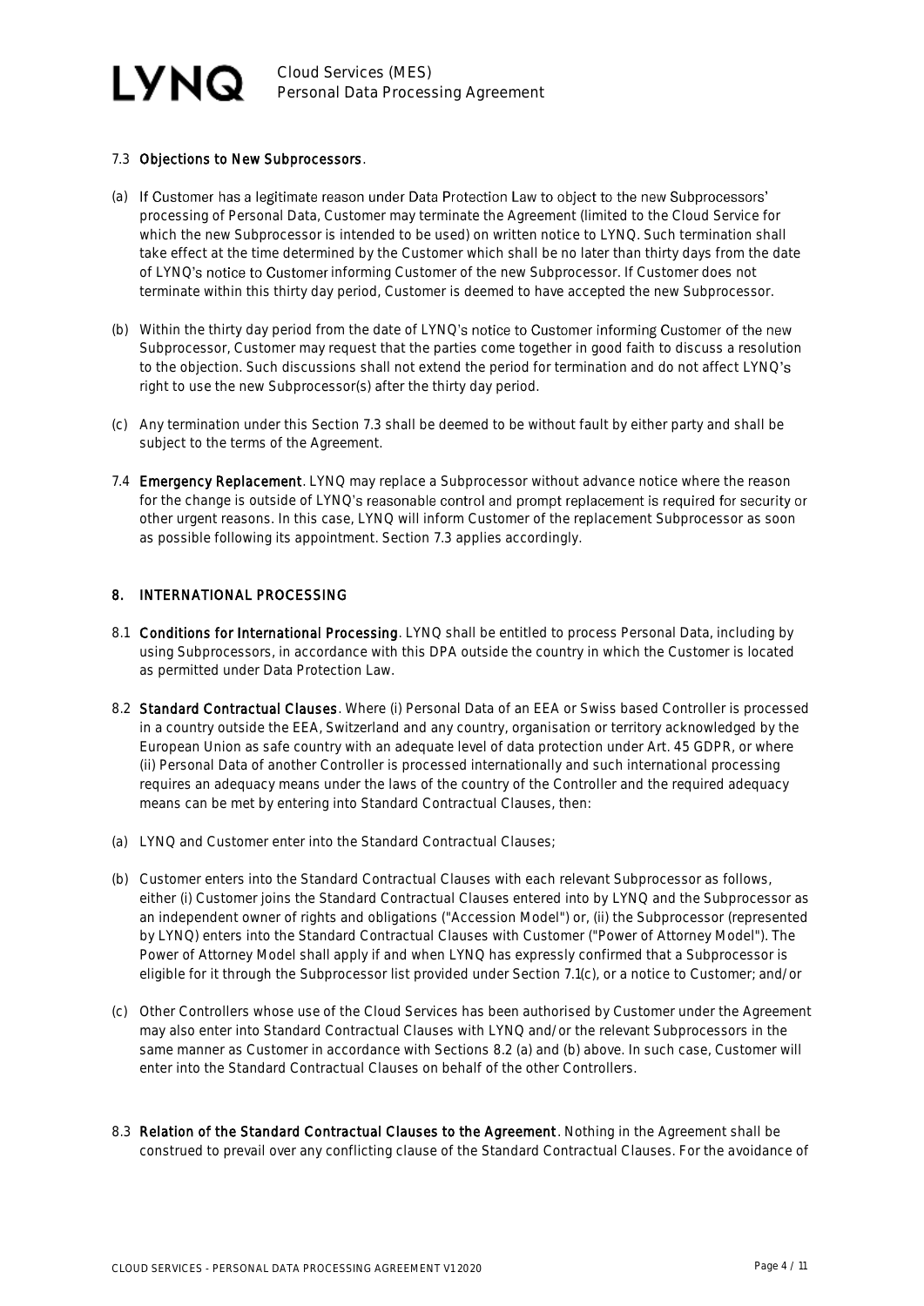7.3 **Objections to New Subprocessors**.

(a) If Customer has a legitimate reason under Data Protection Law to object to the new Subprocessors' processing of Personal Data, Customer may terminate the Agreement (limited to the Cloud Service for which the new Subprocessor is intended to be used) on written notice to LYNQ. Such termination shall take effect at the time determined by the Customer which shall be no later than thirty days from the date of LYNQ's notice to Customer informing Customer of the new Subprocessor. If Customer does not terminate within this thirty day period, Customer is deemed to have accepted the new Subprocessor.

(b) Within the thirty day period from the date of LYNQ's notice to Customer informing Customer of the new Subprocessor, Customer may request that the parties come together in good faith to discuss a resolution to the objection. Such discussions shall not extend the period for termination and do not affect LYNQ's right to use the new Subprocessor(s) after the thirty day period.

(c) Any termination under this Section 7.3 shall be deemed to be without fault by either party and shall be subject to the terms of the Agreement.

7.4 **Emergency Replacement**. LYNQ may replace a Subprocessor without advance notice where the reason for the change is outside of LYNQ's reasonable control and prompt replacement is required for security or other urgent reasons. In this case, LYNQ will inform Customer of the replacement Subprocessor as soon as possible following its appointment. Section 7.3 applies accordingly.

## 8. INTERNATIONAL PROCESSING

8.1 **Conditions for International Processing**. LYNQ shall be entitled to process Personal Data, including by using Subprocessors, in accordance with this DPA outside the country in which the Customer is located as permitted under Data Protection Law.

8.2 **Standard Contractual Clauses**. Where (i) Personal Data of an EEA or Swiss based Controller is processed in a country outside the EEA, Switzerland and any country, organisation or territory acknowledged by the European Union as safe country with an adequate level of data protection under Art. 45 GDPR, or where (ii) Personal Data of another Controller is processed internationally and such international processing requires an adequacy means under the laws of the country of the Controller and the required adequacy means can be met by entering into Standard Contractual Clauses, then:

(a) LYNQ and Customer enter into the Standard Contractual Clauses;

(b) Customer enters into the Standard Contractual Clauses with each relevant Subprocessor as follows, either (i) Customer joins the Standard Contractual Clauses entered into by LYNQ and the Subprocessor as an independent owner of rights and obligations ("Accession Model") or, (ii) the Subprocessor (represented by LYNQ) enters into the Standard Contractual Clauses with Customer ("Power of Attorney Model"). The Power of Attorney Model shall apply if and when LYNQ has expressly confirmed that a Subprocessor is eligible for it through the Subprocessor list provided under Section 7.1(c), or a notice to Customer; and/or

(c) Other Controllers whose use of the Cloud Services has been authorised by Customer under the Agreement may also enter into Standard Contractual Clauses with LYNQ and/or the relevant Subprocessors in the same manner as Customer in accordance with Sections 8.2 (a) and (b) above. In such case, Customer will enter into the Standard Contractual Clauses on behalf of the other Controllers.

8.3 **Relation of the Standard Contractual Clauses to the Agreement**. Nothing in the Agreement shall be construed to prevail over any conflicting clause of the Standard Contractual Clauses. For the avoidance of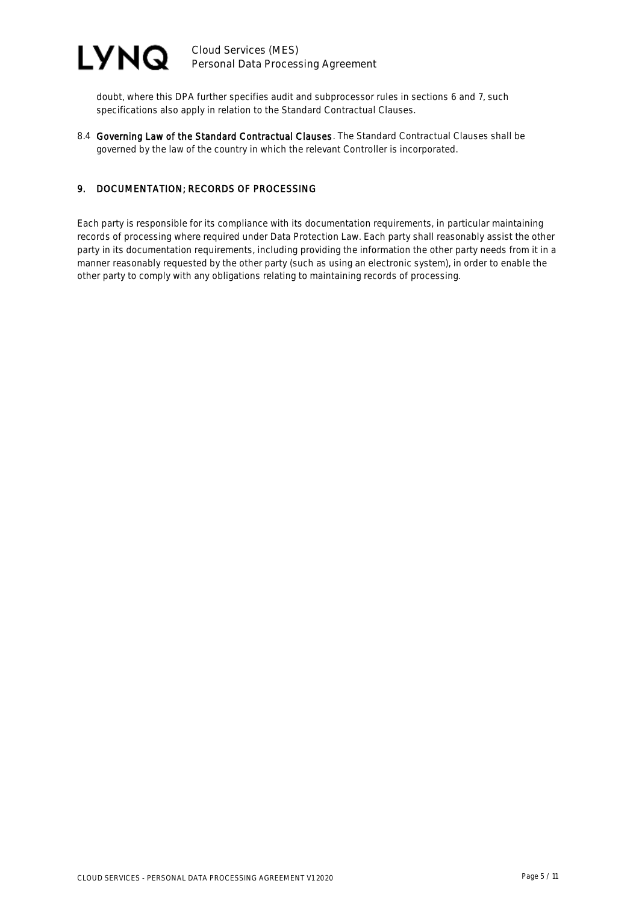doubt, where this DPA further specifies audit and subprocessor rules in sections 6 and 7, such specifications also apply in relation to the Standard Contractual Clauses.

8.4 **Governing Law of the Standard Contractual Clauses**. The Standard Contractual Clauses shall be governed by the law of the country in which the relevant Controller is incorporated.

## 9. DOCUMENTATION; RECORDS OF PROCESSING

Each party is responsible for its compliance with its documentation requirements, in particular maintaining records of processing where required under Data Protection Law. Each party shall reasonably assist the other party in its documentation requirements, including providing the information the other party needs from it in a manner reasonably requested by the other party (such as using an electronic system), in order to enable the other party to comply with any obligations relating to maintaining records of processing.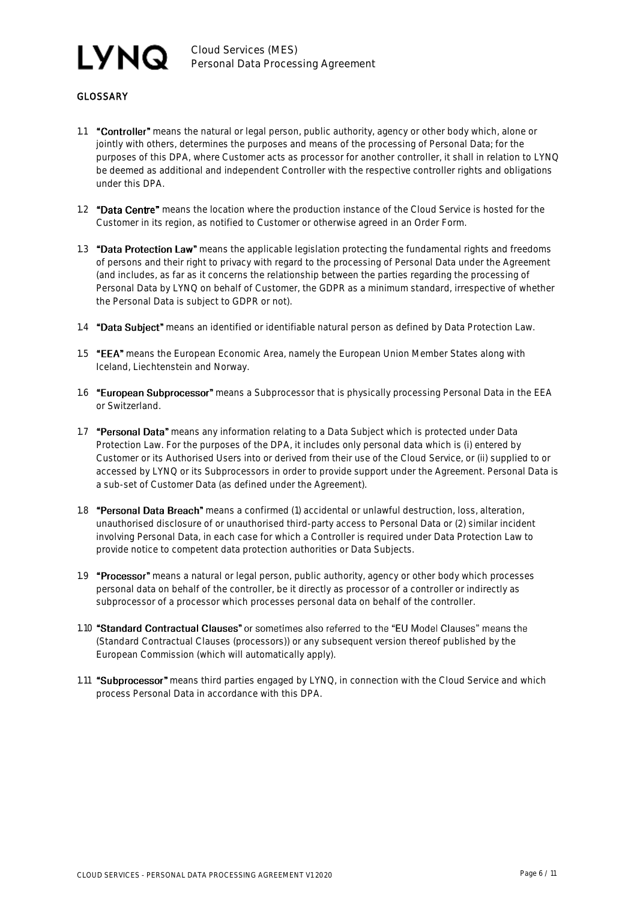## GLOSSARY

1.1 **"Controller"** means the natural or legal person, public authority, agency or other body which, alone or jointly with others, determines the purposes and means of the processing of Personal Data; for the purposes of this DPA, where Customer acts as processor for another controller, it shall in relation to LYNQ be deemed as additional and independent Controller with the respective controller rights and obligations under this DPA.

1.2 **"Data Centre"** means the location where the production instance of the Cloud Service is hosted for the Customer in its region, as notified to Customer or otherwise agreed in an Order Form.

1.3 **"Data Protection Law"** means the applicable legislation protecting the fundamental rights and freedoms of persons and their right to privacy with regard to the processing of Personal Data under the Agreement (and includes, as far as it concerns the relationship between the parties regarding the processing of Personal Data by LYNQ on behalf of Customer, the GDPR as a minimum standard, irrespective of whether the Personal Data is subject to GDPR or not).

1.4 **"Data Subject"** means an identified or identifiable natural person as defined by Data Protection Law.

1.5 **"EEA"** means the European Economic Area, namely the European Union Member States along with Iceland, Liechtenstein and Norway.

1.6 **"European Subprocessor"** means a Subprocessor that is physically processing Personal Data in the EEA or Switzerland.

1.7 **"Personal Data"** means any information relating to a Data Subject which is protected under Data Protection Law. For the purposes of the DPA, it includes only personal data which is (i) entered by Customer or its Authorised Users into or derived from their use of the Cloud Service, or (ii) supplied to or accessed by LYNQ or its Subprocessors in order to provide support under the Agreement. Personal Data is a sub-set of Customer Data (as defined under the Agreement).

1.8 **"Personal Data Breach"** means a confirmed (1) accidental or unlawful destruction, loss, alteration, unauthorised disclosure of or unauthorised third-party access to Personal Data or (2) similar incident involving Personal Data, in each case for which a Controller is required under Data Protection Law to provide notice to competent data protection authorities or Data Subjects.

1.9 **"Processor"** means a natural or legal person, public authority, agency or other body which processes personal data on behalf of the controller, be it directly as processor of a controller or indirectly as subprocessor of a processor which processes personal data on behalf of the controller.

1.10 **"Standard Contractual Clauses"** or sometimes also referred to the "EU Model Clauses" means the (Standard Contractual Clauses (processors)) or any subsequent version thereof published by the European Commission (which will automatically apply).

1.11 **"Subprocessor"** means third parties engaged by LYNQ, in connection with the Cloud Service and which process Personal Data in accordance with this DPA.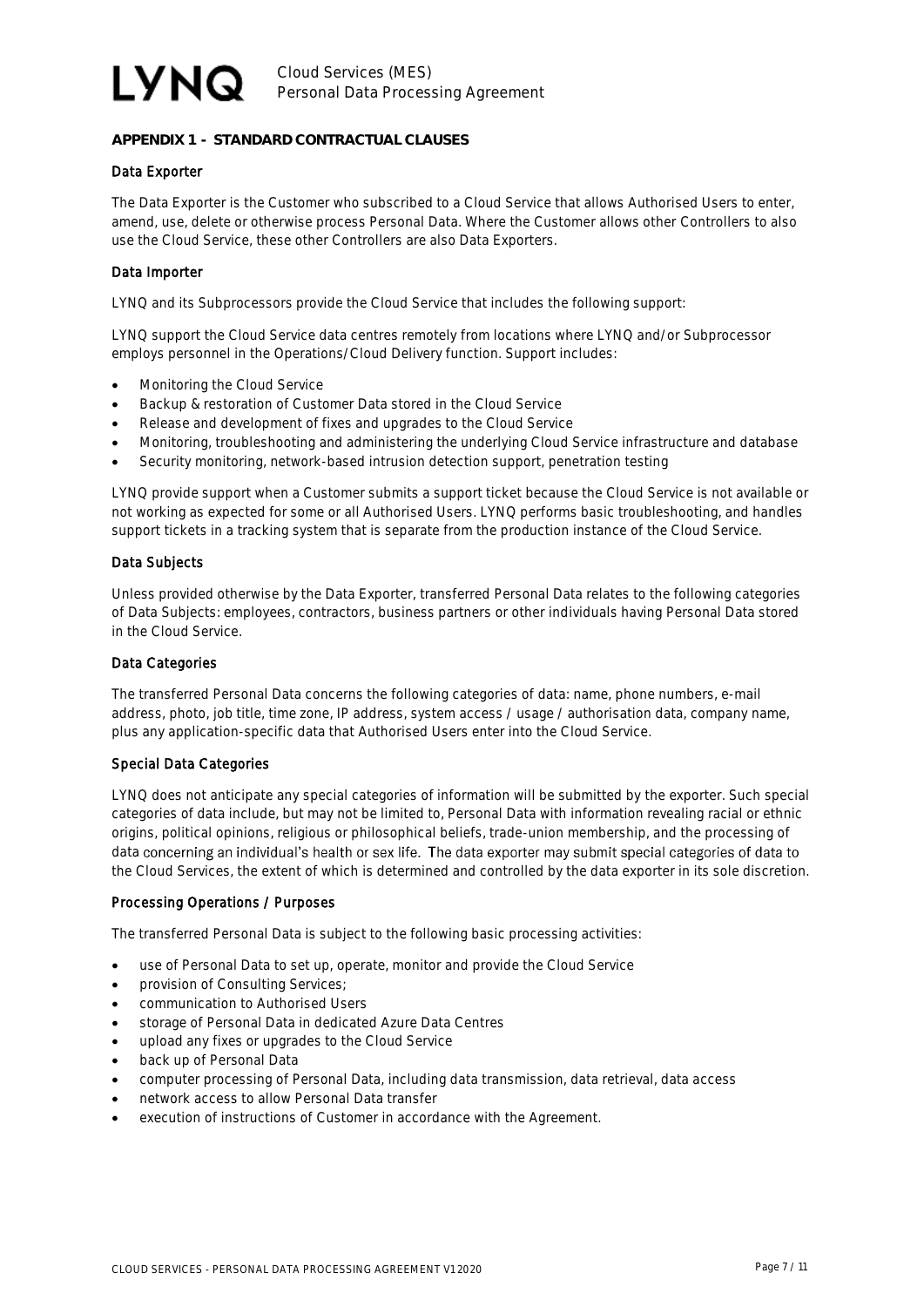## APPENDIX 1 - STANDARD CONTRACTUAL CLAUSES

### Data Exporter

The Data Exporter is the Customer who subscribed to a Cloud Service that allows Authorised Users to enter, amend, use, delete or otherwise process Personal Data. Where the Customer allows other Controllers to also use the Cloud Service, these other Controllers are also Data Exporters.

### Data Importer

LYNQ and its Subprocessors provide the Cloud Service that includes the following support:

LYNQ support the Cloud Service data centres remotely from locations where LYNQ and/or Subprocessor employs personnel in the Operations/Cloud Delivery function. Support includes:

- Monitoring the Cloud Service
- Backup & restoration of Customer Data stored in the Cloud Service
- Release and development of fixes and upgrades to the Cloud Service
- Monitoring, troubleshooting and administering the underlying Cloud Service infrastructure and database
- Security monitoring, network-based intrusion detection support, penetration testing

LYNQ provide support when a Customer submits a support ticket because the Cloud Service is not available or not working as expected for some or all Authorised Users. LYNQ performs basic troubleshooting, and handles support tickets in a tracking system that is separate from the production instance of the Cloud Service.

### Data Subjects

Unless provided otherwise by the Data Exporter, transferred Personal Data relates to the following categories of Data Subjects: employees, contractors, business partners or other individuals having Personal Data stored in the Cloud Service.

### Data Categories

The transferred Personal Data concerns the following categories of data: name, phone numbers, e-mail address, photo, job title, time zone, IP address, system access / usage / authorisation data, company name, plus any application-specific data that Authorised Users enter into the Cloud Service.

### Special Data Categories

LYNQ does not anticipate any special categories of information will be submitted by the exporter. Such special categories of data include, but may not be limited to, Personal Data with information revealing racial or ethnic origins, political opinions, religious or philosophical beliefs, trade-union membership, and the processing of data concerning an individual's health or sex life. The data exporter may submit special categories of data to the Cloud Services, the extent of which is determined and controlled by the data exporter in its sole discretion.

### Processing Operations / Purposes

The transferred Personal Data is subject to the following basic processing activities:

- use of Personal Data to set up, operate, monitor and provide the Cloud Service
- provision of Consulting Services;
- communication to Authorised Users
- storage of Personal Data in dedicated Azure Data Centres
- upload any fixes or upgrades to the Cloud Service
- back up of Personal Data
- computer processing of Personal Data, including data transmission, data retrieval, data access
- network access to allow Personal Data transfer
- execution of instructions of Customer in accordance with the Agreement.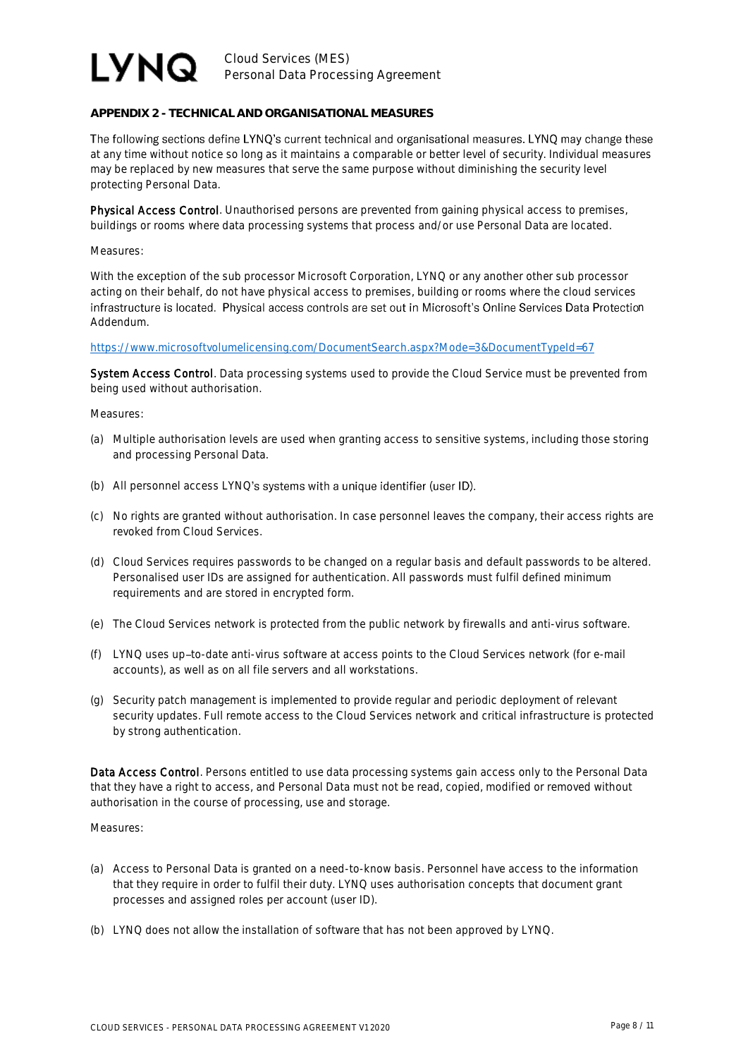## APPENDIX 2 - TECHNICAL AND ORGANISATIONAL MEASURES

The following sections define LYNQ's current technical and organisational measures. LYNQ may change these at any time without notice so long as it maintains a comparable or better level of security. Individual measures may be replaced by new measures that serve the same purpose without diminishing the security level protecting Personal Data.

**Physical Access Control**. Unauthorised persons are prevented from gaining physical access to premises, buildings or rooms where data processing systems that process and/or use Personal Data are located.

Measures:

With the exception of the sub processor Microsoft Corporation, LYNQ or any another other sub processor acting on their behalf, do not have physical access to premises, building or rooms where the cloud services infrastructure is located. Physical access controls are set out in Microsoft's Online Services Data Protection Addendum.

https://www.microsoftvolumelicensing.com/DocumentSearch.aspx?Mode=3&DocumentTypeId=67

**System Access Control**. Data processing systems used to provide the Cloud Service must be prevented from being used without authorisation.

Measures:

(a) Multiple authorisation levels are used when granting access to sensitive systems, including those storing and processing Personal Data.

(b) All personnel access LYNQ's systems with a unique identifier (user ID).

(c) No rights are granted without authorisation. In case personnel leaves the company, their access rights are revoked from Cloud Services.

(d) Cloud Services requires passwords to be changed on a regular basis and default passwords to be altered. Personalised user IDs are assigned for authentication. All passwords must fulfil defined minimum requirements and are stored in encrypted form.

(e) The Cloud Services network is protected from the public network by firewalls and anti-virus software.

(f) LYNQ uses up–to-date anti-virus software at access points to the Cloud Services network (for e-mail accounts), as well as on all file servers and all workstations.

(g) Security patch management is implemented to provide regular and periodic deployment of relevant security updates. Full remote access to the Cloud Services network and critical infrastructure is protected by strong authentication.

**Data Access Control**. Persons entitled to use data processing systems gain access only to the Personal Data that they have a right to access, and Personal Data must not be read, copied, modified or removed without authorisation in the course of processing, use and storage.

Measures:

(a) Access to Personal Data is granted on a need-to-know basis. Personnel have access to the information that they require in order to fulfil their duty. LYNQ uses authorisation concepts that document grant processes and assigned roles per account (user ID).

(b) LYNQ does not allow the installation of software that has not been approved by LYNQ.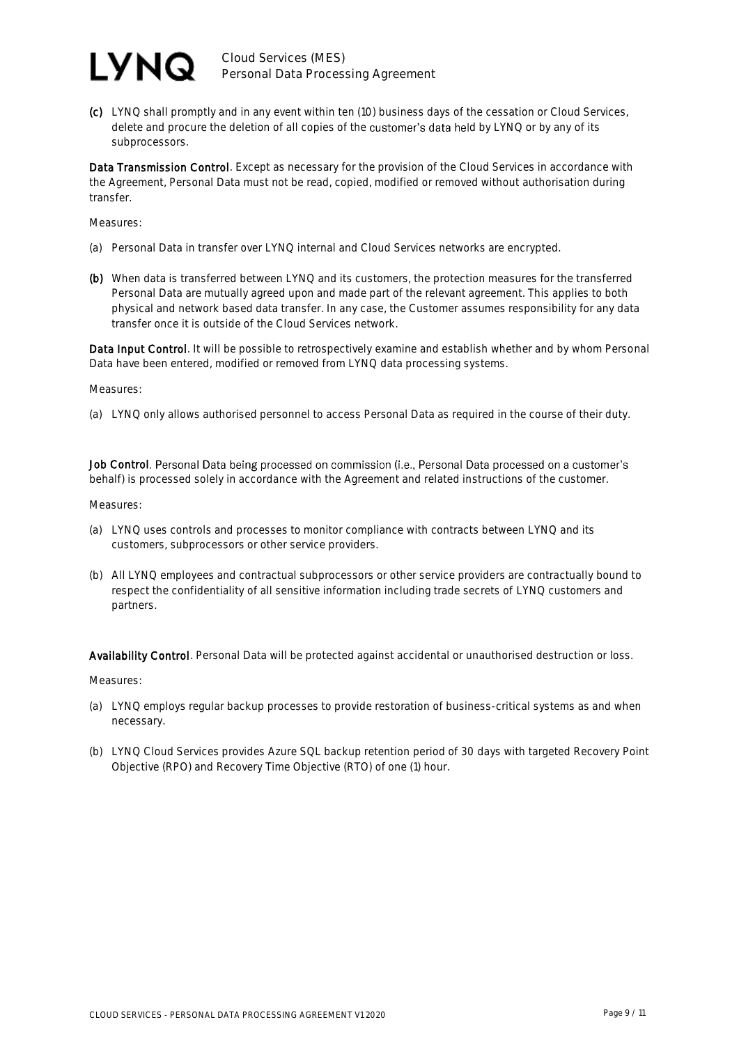(c) LYNQ shall promptly and in any event within ten (10) business days of the cessation or Cloud Services, delete and procure the deletion of all copies of the customer's data held by LYNQ or by any of its subprocessors.

**Data Transmission Control**. Except as necessary for the provision of the Cloud Services in accordance with the Agreement, Personal Data must not be read, copied, modified or removed without authorisation during transfer.

Measures:

(a) Personal Data in transfer over LYNQ internal and Cloud Services networks are encrypted.

(b) When data is transferred between LYNQ and its customers, the protection measures for the transferred Personal Data are mutually agreed upon and made part of the relevant agreement. This applies to both physical and network based data transfer. In any case, the Customer assumes responsibility for any data transfer once it is outside of the Cloud Services network.

**Data Input Control**. It will be possible to retrospectively examine and establish whether and by whom Personal Data have been entered, modified or removed from LYNQ data processing systems.

Measures:

(a) LYNQ only allows authorised personnel to access Personal Data as required in the course of their duty.

**Job Control**. Personal Data being processed on commission (i.e., Personal Data processed on a customer's behalf) is processed solely in accordance with the Agreement and related instructions of the customer.

Measures:

(a) LYNQ uses controls and processes to monitor compliance with contracts between LYNQ and its customers, subprocessors or other service providers.

(b) All LYNQ employees and contractual subprocessors or other service providers are contractually bound to respect the confidentiality of all sensitive information including trade secrets of LYNQ customers and partners.

**Availability Control**. Personal Data will be protected against accidental or unauthorised destruction or loss.

Measures:

(a) LYNQ employs regular backup processes to provide restoration of business-critical systems as and when necessary.

(b) LYNQ Cloud Services provides Azure SQL backup retention period of 30 days with targeted Recovery Point Objective (RPO) and Recovery Time Objective (RTO) of one (1) hour.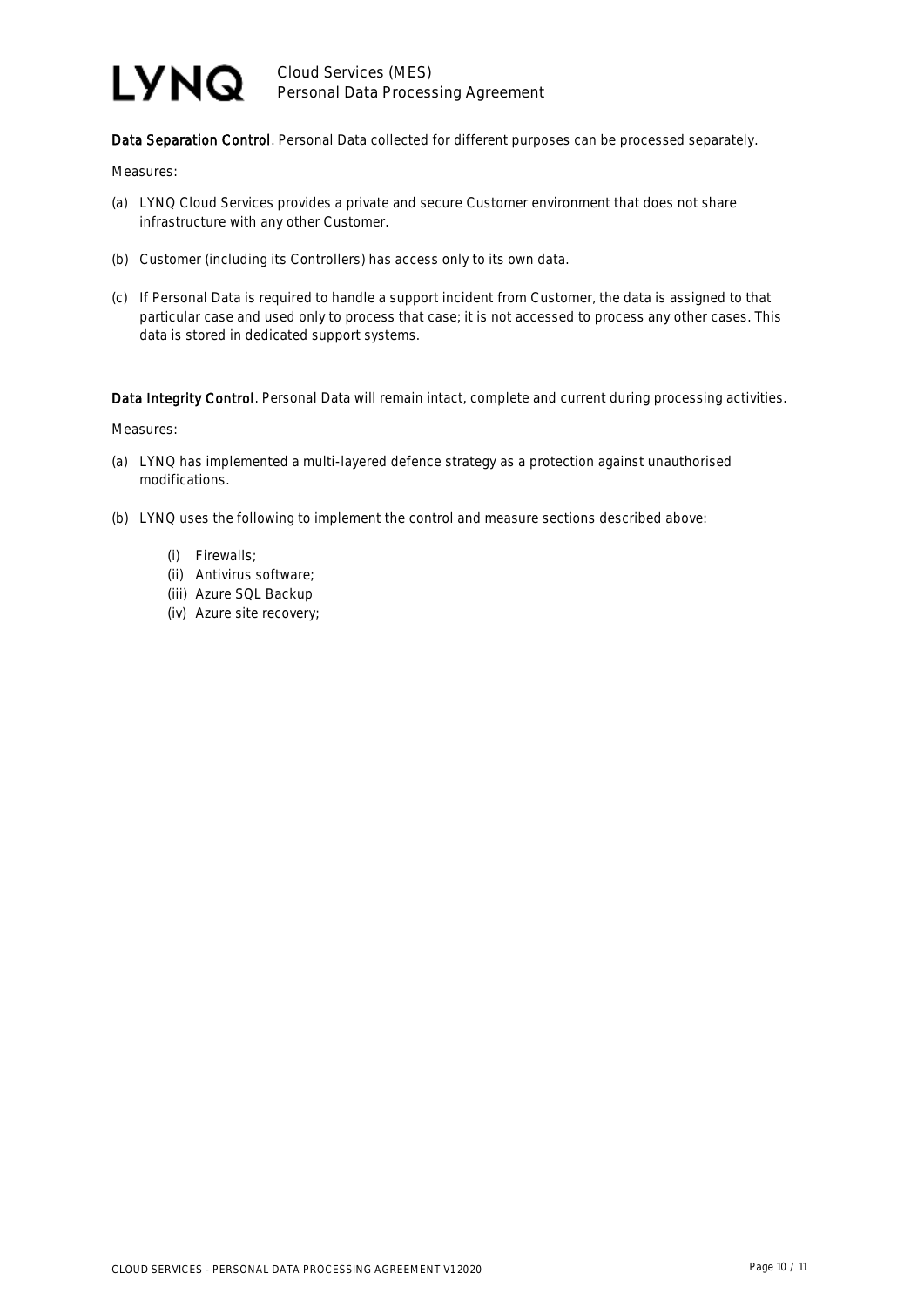**Data Separation Control**. Personal Data collected for different purposes can be processed separately.

Measures:

(a) LYNQ Cloud Services provides a private and secure Customer environment that does not share infrastructure with any other Customer.

(b) Customer (including its Controllers) has access only to its own data.

(c) If Personal Data is required to handle a support incident from Customer, the data is assigned to that particular case and used only to process that case; it is not accessed to process any other cases. This data is stored in dedicated support systems.

**Data Integrity Control**. Personal Data will remain intact, complete and current during processing activities.

Measures:

(a) LYNQ has implemented a multi-layered defence strategy as a protection against unauthorised modifications.

(b) LYNQ uses the following to implement the control and measure sections described above:

   (i) Firewalls;
   (ii) Antivirus software;
   (iii) Azure SQL Backup
   (iv) Azure site recovery;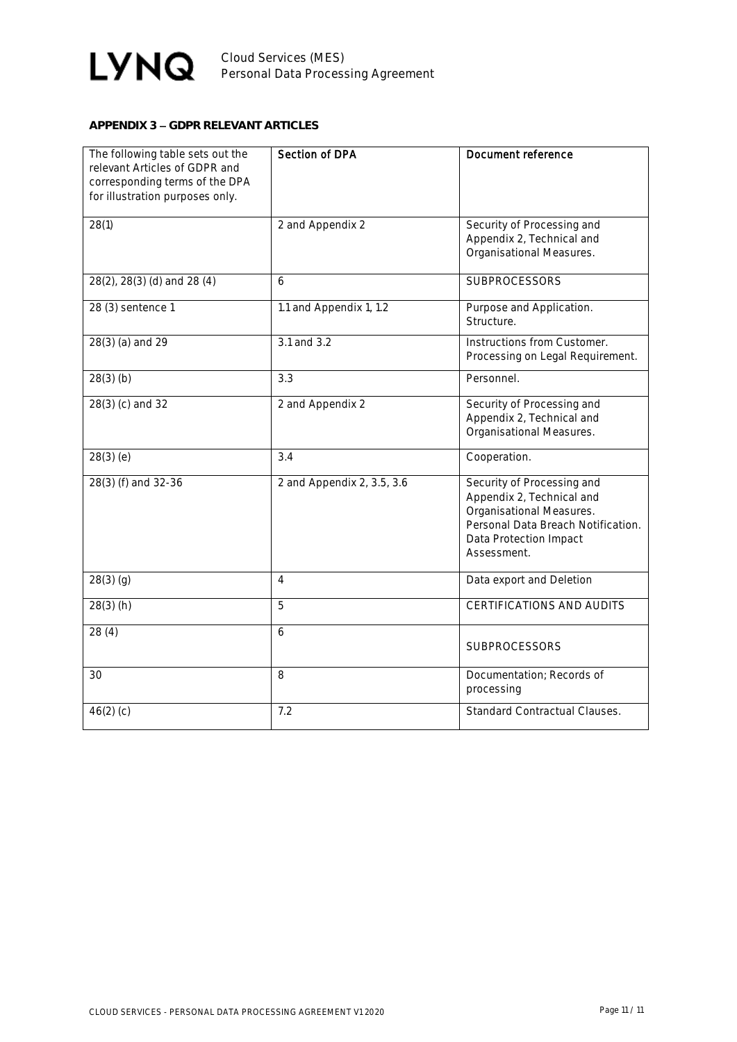**APPENDIX 3 – GDPR RELEVANT ARTICLES**

| The following table sets out the relevant Articles of GDPR and corresponding terms of the DPA for illustration purposes only. | Section of DPA | Document reference |
|---|---|---|
| 28(1) | 2 and Appendix 2 | Security of Processing and Appendix 2, Technical and Organisational Measures. |
| 28(2), 28(3) (d) and 28 (4) | 6 | SUBPROCESSORS |
| 28 (3) sentence 1 | 1.1 and Appendix 1, 1.2 | Purpose and Application. Structure. |
| 28(3) (a) and 29 | 3.1 and 3.2 | Instructions from Customer. Processing on Legal Requirement. |
| 28(3) (b) | 3.3 | Personnel. |
| 28(3) (c) and 32 | 2 and Appendix 2 | Security of Processing and Appendix 2, Technical and Organisational Measures. |
| 28(3) (e) | 3.4 | Cooperation. |
| 28(3) (f) and 32-36 | 2 and Appendix 2, 3.5, 3.6 | Security of Processing and Appendix 2, Technical and Organisational Measures. Personal Data Breach Notification. Data Protection Impact Assessment. |
| 28(3) (g) | 4 | Data export and Deletion |
| 28(3) (h) | 5 | CERTIFICATIONS AND AUDITS |
| 28 (4) | 6 | SUBPROCESSORS |
| 30 | 8 | Documentation; Records of processing |
| 46(2) (c) | 7.2 | Standard Contractual Clauses. |